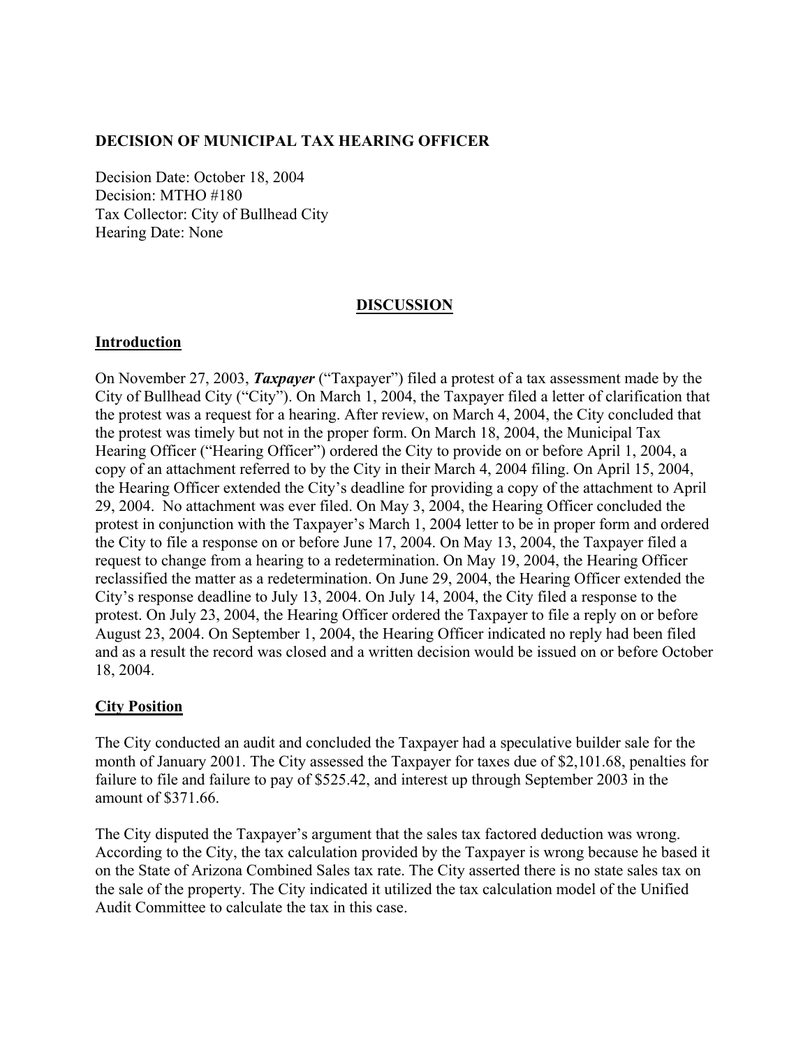**DECISION OF MUNICIPAL TAX HEARING OFFICER**

Decision Date: October 18, 2004
Decision: MTHO #180
Tax Collector: City of Bullhead City
Hearing Date: None

## DISCUSSION

### Introduction

On November 27, 2003, ***Taxpayer*** ("Taxpayer") filed a protest of a tax assessment made by the City of Bullhead City ("City"). On March 1, 2004, the Taxpayer filed a letter of clarification that the protest was a request for a hearing. After review, on March 4, 2004, the City concluded that the protest was timely but not in the proper form. On March 18, 2004, the Municipal Tax Hearing Officer ("Hearing Officer") ordered the City to provide on or before April 1, 2004, a copy of an attachment referred to by the City in their March 4, 2004 filing. On April 15, 2004, the Hearing Officer extended the City's deadline for providing a copy of the attachment to April 29, 2004. No attachment was ever filed. On May 3, 2004, the Hearing Officer concluded the protest in conjunction with the Taxpayer's March 1, 2004 letter to be in proper form and ordered the City to file a response on or before June 17, 2004. On May 13, 2004, the Taxpayer filed a request to change from a hearing to a redetermination. On May 19, 2004, the Hearing Officer reclassified the matter as a redetermination. On June 29, 2004, the Hearing Officer extended the City's response deadline to July 13, 2004. On July 14, 2004, the City filed a response to the protest. On July 23, 2004, the Hearing Officer ordered the Taxpayer to file a reply on or before August 23, 2004. On September 1, 2004, the Hearing Officer indicated no reply had been filed and as a result the record was closed and a written decision would be issued on or before October 18, 2004.

### City Position

The City conducted an audit and concluded the Taxpayer had a speculative builder sale for the month of January 2001. The City assessed the Taxpayer for taxes due of $2,101.68, penalties for failure to file and failure to pay of $525.42, and interest up through September 2003 in the amount of $371.66.

The City disputed the Taxpayer's argument that the sales tax factored deduction was wrong. According to the City, the tax calculation provided by the Taxpayer is wrong because he based it on the State of Arizona Combined Sales tax rate. The City asserted there is no state sales tax on the sale of the property. The City indicated it utilized the tax calculation model of the Unified Audit Committee to calculate the tax in this case.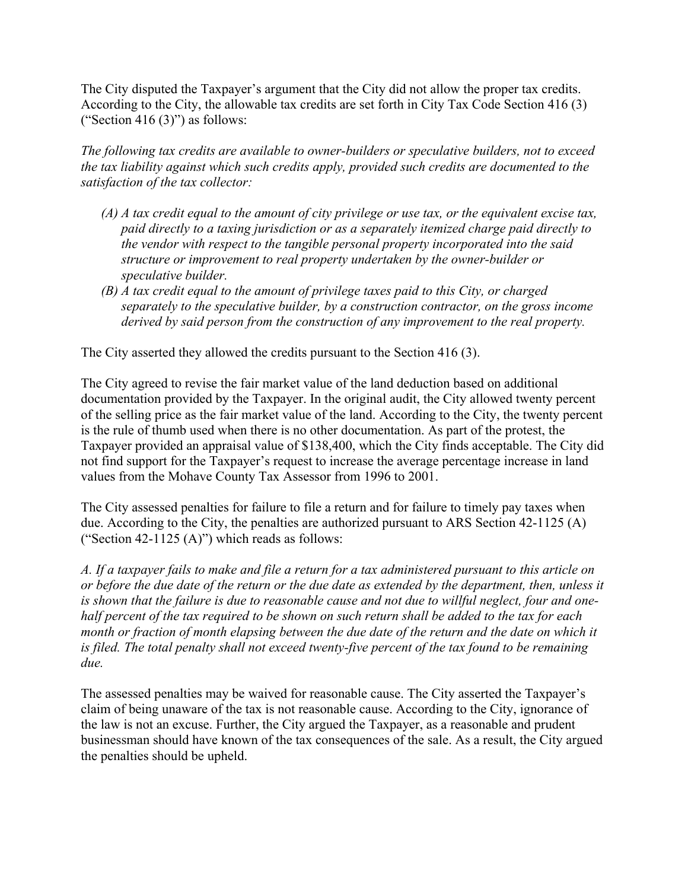The City disputed the Taxpayer's argument that the City did not allow the proper tax credits. According to the City, the allowable tax credits are set forth in City Tax Code Section 416 (3) ("Section 416 (3)") as follows:

*The following tax credits are available to owner-builders or speculative builders, not to exceed the tax liability against which such credits apply, provided such credits are documented to the satisfaction of the tax collector:*

- *(A) A tax credit equal to the amount of city privilege or use tax, or the equivalent excise tax, paid directly to a taxing jurisdiction or as a separately itemized charge paid directly to the vendor with respect to the tangible personal property incorporated into the said structure or improvement to real property undertaken by the owner-builder or speculative builder.*
- *(B) A tax credit equal to the amount of privilege taxes paid to this City, or charged separately to the speculative builder, by a construction contractor, on the gross income derived by said person from the construction of any improvement to the real property.*

The City asserted they allowed the credits pursuant to the Section 416 (3).

The City agreed to revise the fair market value of the land deduction based on additional documentation provided by the Taxpayer. In the original audit, the City allowed twenty percent of the selling price as the fair market value of the land. According to the City, the twenty percent is the rule of thumb used when there is no other documentation. As part of the protest, the Taxpayer provided an appraisal value of $138,400, which the City finds acceptable. The City did not find support for the Taxpayer's request to increase the average percentage increase in land values from the Mohave County Tax Assessor from 1996 to 2001.

The City assessed penalties for failure to file a return and for failure to timely pay taxes when due. According to the City, the penalties are authorized pursuant to ARS Section 42-1125 (A) ("Section 42-1125 (A)") which reads as follows:

*A. If a taxpayer fails to make and file a return for a tax administered pursuant to this article on or before the due date of the return or the due date as extended by the department, then, unless it is shown that the failure is due to reasonable cause and not due to willful neglect, four and one-half percent of the tax required to be shown on such return shall be added to the tax for each month or fraction of month elapsing between the due date of the return and the date on which it is filed. The total penalty shall not exceed twenty-five percent of the tax found to be remaining due.*

The assessed penalties may be waived for reasonable cause. The City asserted the Taxpayer's claim of being unaware of the tax is not reasonable cause. According to the City, ignorance of the law is not an excuse. Further, the City argued the Taxpayer, as a reasonable and prudent businessman should have known of the tax consequences of the sale. As a result, the City argued the penalties should be upheld.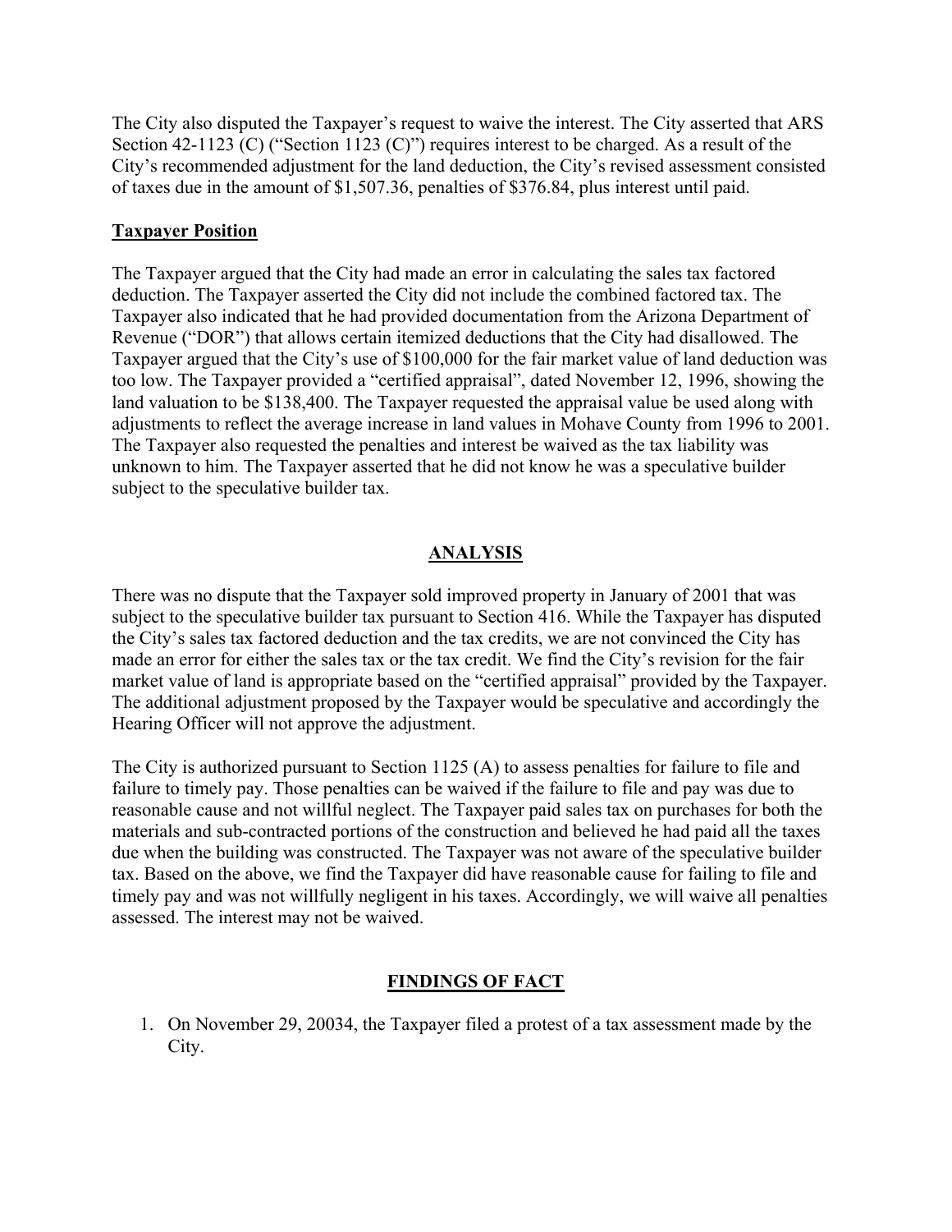The City also disputed the Taxpayer's request to waive the interest. The City asserted that ARS Section 42-1123 (C) ("Section 1123 (C)") requires interest to be charged. As a result of the City's recommended adjustment for the land deduction, the City's revised assessment consisted of taxes due in the amount of $1,507.36, penalties of $376.84, plus interest until paid.

**Taxpayer Position**

The Taxpayer argued that the City had made an error in calculating the sales tax factored deduction. The Taxpayer asserted the City did not include the combined factored tax. The Taxpayer also indicated that he had provided documentation from the Arizona Department of Revenue ("DOR") that allows certain itemized deductions that the City had disallowed. The Taxpayer argued that the City's use of $100,000 for the fair market value of land deduction was too low. The Taxpayer provided a "certified appraisal", dated November 12, 1996, showing the land valuation to be $138,400. The Taxpayer requested the appraisal value be used along with adjustments to reflect the average increase in land values in Mohave County from 1996 to 2001. The Taxpayer also requested the penalties and interest be waived as the tax liability was unknown to him. The Taxpayer asserted that he did not know he was a speculative builder subject to the speculative builder tax.

## ANALYSIS

There was no dispute that the Taxpayer sold improved property in January of 2001 that was subject to the speculative builder tax pursuant to Section 416. While the Taxpayer has disputed the City's sales tax factored deduction and the tax credits, we are not convinced the City has made an error for either the sales tax or the tax credit. We find the City's revision for the fair market value of land is appropriate based on the "certified appraisal" provided by the Taxpayer. The additional adjustment proposed by the Taxpayer would be speculative and accordingly the Hearing Officer will not approve the adjustment.

The City is authorized pursuant to Section 1125 (A) to assess penalties for failure to file and failure to timely pay. Those penalties can be waived if the failure to file and pay was due to reasonable cause and not willful neglect. The Taxpayer paid sales tax on purchases for both the materials and sub-contracted portions of the construction and believed he had paid all the taxes due when the building was constructed. The Taxpayer was not aware of the speculative builder tax. Based on the above, we find the Taxpayer did have reasonable cause for failing to file and timely pay and was not willfully negligent in his taxes. Accordingly, we will waive all penalties assessed. The interest may not be waived.

## FINDINGS OF FACT

1. On November 29, 20034, the Taxpayer filed a protest of a tax assessment made by the City.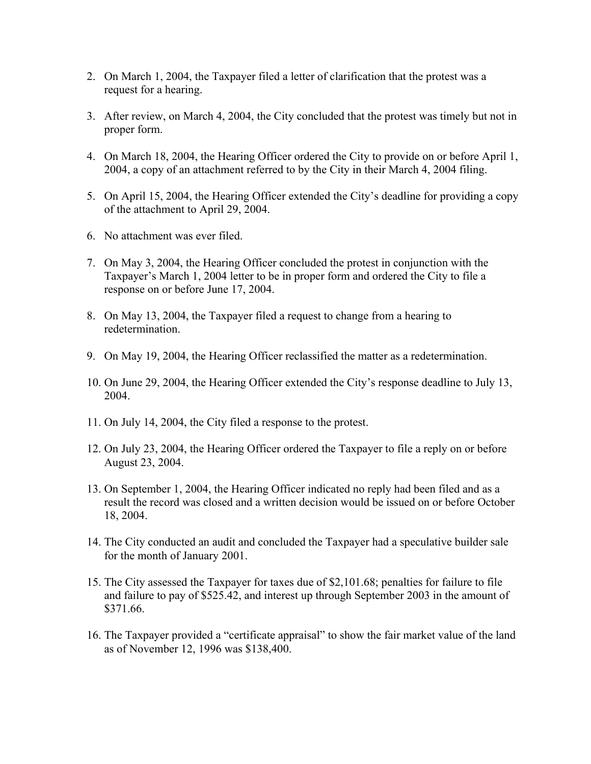2. On March 1, 2004, the Taxpayer filed a letter of clarification that the protest was a request for a hearing.

3. After review, on March 4, 2004, the City concluded that the protest was timely but not in proper form.

4. On March 18, 2004, the Hearing Officer ordered the City to provide on or before April 1, 2004, a copy of an attachment referred to by the City in their March 4, 2004 filing.

5. On April 15, 2004, the Hearing Officer extended the City's deadline for providing a copy of the attachment to April 29, 2004.

6. No attachment was ever filed.

7. On May 3, 2004, the Hearing Officer concluded the protest in conjunction with the Taxpayer's March 1, 2004 letter to be in proper form and ordered the City to file a response on or before June 17, 2004.

8. On May 13, 2004, the Taxpayer filed a request to change from a hearing to redetermination.

9. On May 19, 2004, the Hearing Officer reclassified the matter as a redetermination.

10. On June 29, 2004, the Hearing Officer extended the City's response deadline to July 13, 2004.

11. On July 14, 2004, the City filed a response to the protest.

12. On July 23, 2004, the Hearing Officer ordered the Taxpayer to file a reply on or before August 23, 2004.

13. On September 1, 2004, the Hearing Officer indicated no reply had been filed and as a result the record was closed and a written decision would be issued on or before October 18, 2004.

14. The City conducted an audit and concluded the Taxpayer had a speculative builder sale for the month of January 2001.

15. The City assessed the Taxpayer for taxes due of $2,101.68; penalties for failure to file and failure to pay of $525.42, and interest up through September 2003 in the amount of $371.66.

16. The Taxpayer provided a "certificate appraisal" to show the fair market value of the land as of November 12, 1996 was $138,400.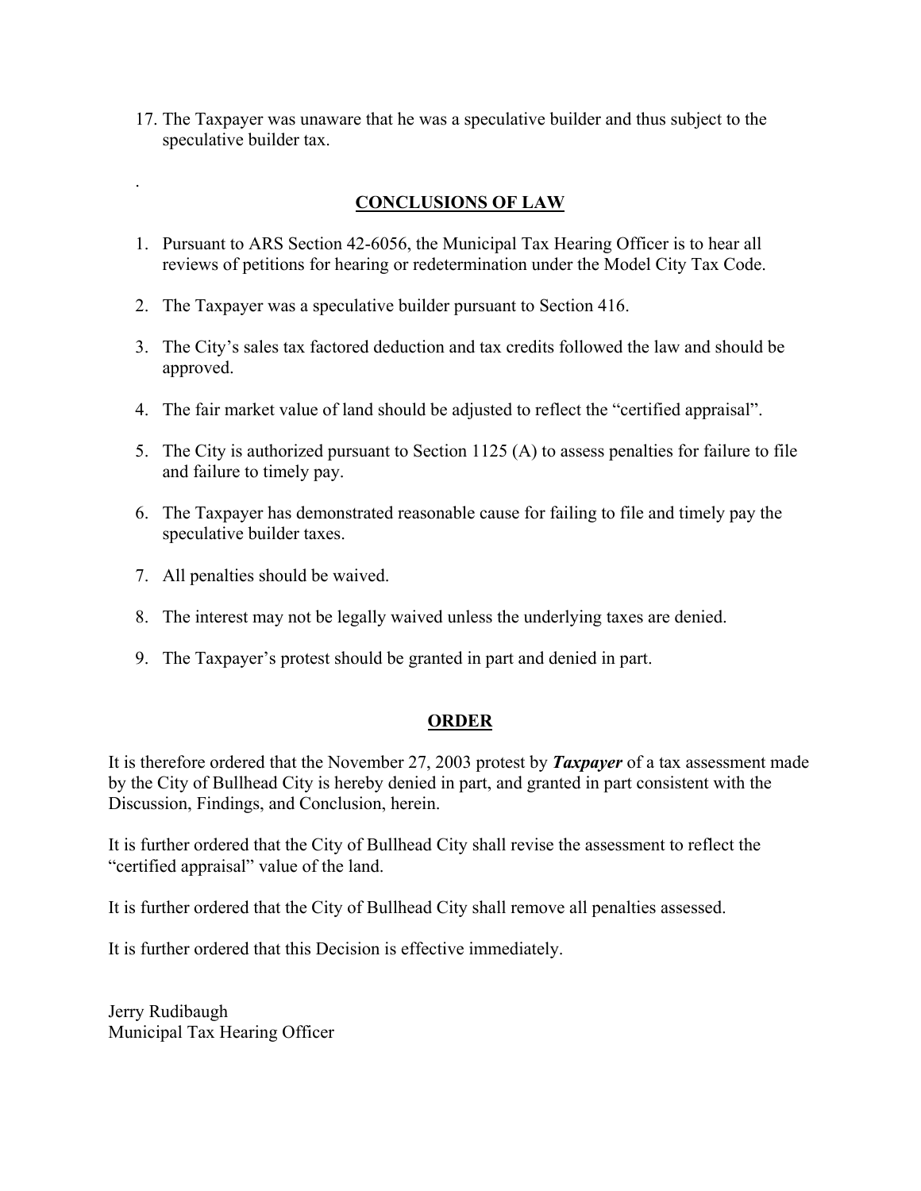17. The Taxpayer was unaware that he was a speculative builder and thus subject to the speculative builder tax.

.

## CONCLUSIONS OF LAW

1. Pursuant to ARS Section 42-6056, the Municipal Tax Hearing Officer is to hear all reviews of petitions for hearing or redetermination under the Model City Tax Code.

2. The Taxpayer was a speculative builder pursuant to Section 416.

3. The City's sales tax factored deduction and tax credits followed the law and should be approved.

4. The fair market value of land should be adjusted to reflect the "certified appraisal".

5. The City is authorized pursuant to Section 1125 (A) to assess penalties for failure to file and failure to timely pay.

6. The Taxpayer has demonstrated reasonable cause for failing to file and timely pay the speculative builder taxes.

7. All penalties should be waived.

8. The interest may not be legally waived unless the underlying taxes are denied.

9. The Taxpayer's protest should be granted in part and denied in part.

## ORDER

It is therefore ordered that the November 27, 2003 protest by ***Taxpayer*** of a tax assessment made by the City of Bullhead City is hereby denied in part, and granted in part consistent with the Discussion, Findings, and Conclusion, herein.

It is further ordered that the City of Bullhead City shall revise the assessment to reflect the "certified appraisal" value of the land.

It is further ordered that the City of Bullhead City shall remove all penalties assessed.

It is further ordered that this Decision is effective immediately.

Jerry Rudibaugh
Municipal Tax Hearing Officer